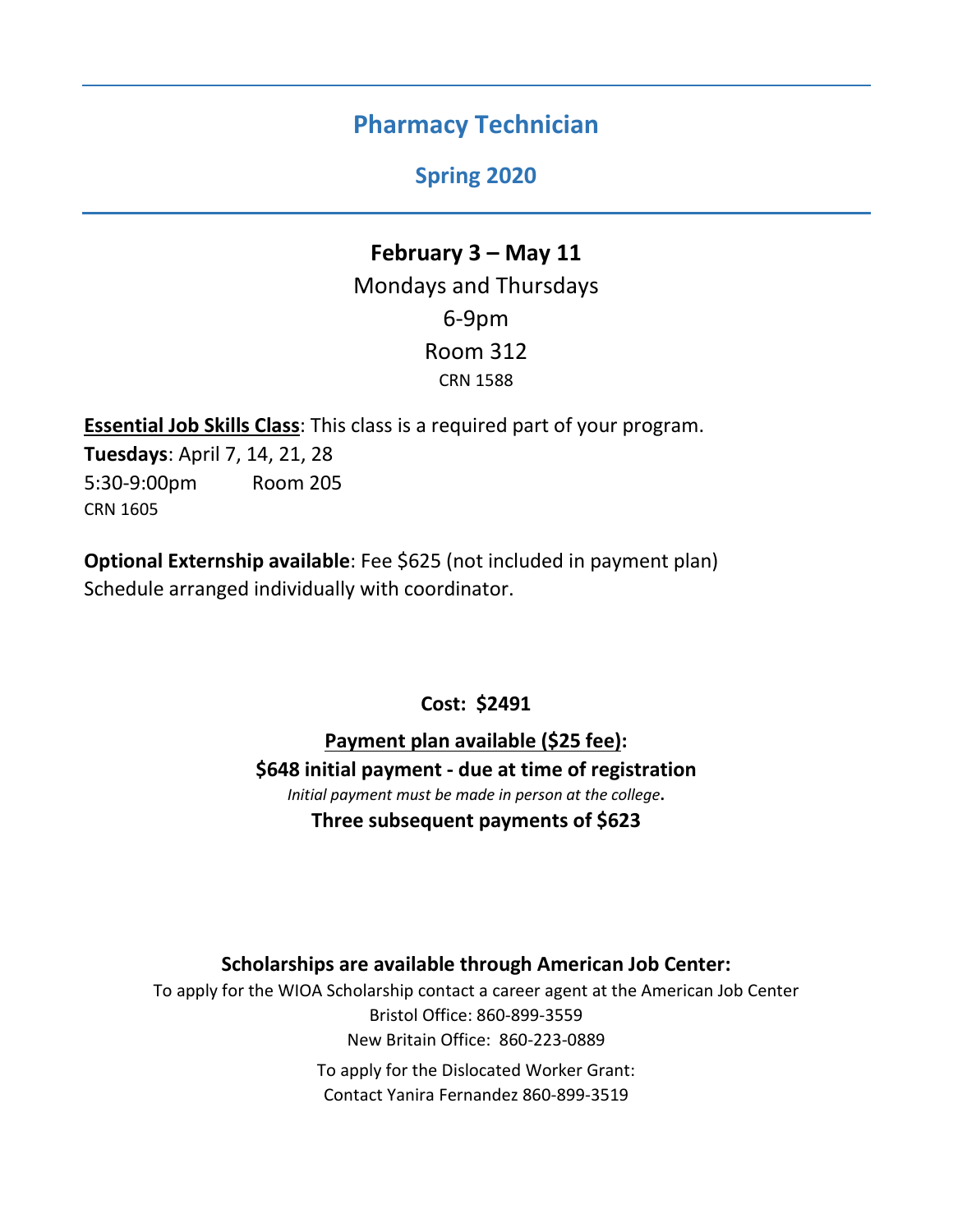# Pharmacy Technician

## Spring 2020

**February 3 – May 11**

Mondays and Thursdays

6-9pm

Room 312

CRN 1588

**Essential Job Skills Class**: This class is a required part of your program.

**Tuesdays**: April 7, 14, 21, 28

5:30-9:00pm Room 205

CRN 1605

**Optional Externship available**: Fee $625 (not included in payment plan)

Schedule arranged individually with coordinator.

**Cost: $2491**

**Payment plan available ($25 fee):**

**$648 initial payment - due at time of registration**

*Initial payment must be made in person at the college*.

**Three subsequent payments of $623**

**Scholarships are available through American Job Center:**

To apply for the WIOA Scholarship contact a career agent at the American Job Center

Bristol Office: 860-899-3559

New Britain Office: 860-223-0889

To apply for the Dislocated Worker Grant:

Contact Yanira Fernandez 860-899-3519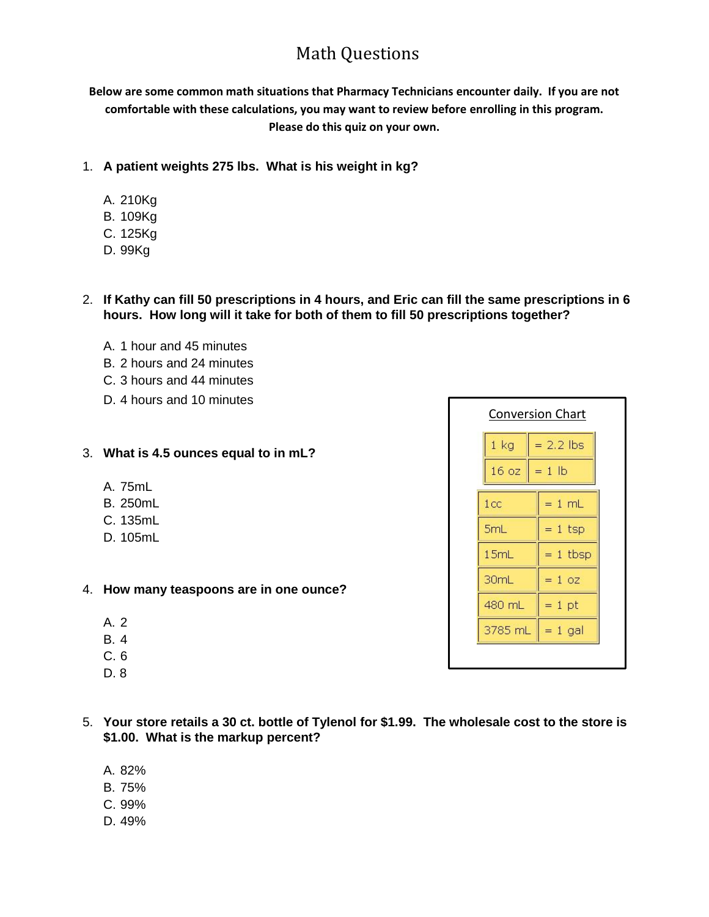# Math Questions

**Below are some common math situations that Pharmacy Technicians encounter daily. If you are not comfortable with these calculations, you may want to review before enrolling in this program. Please do this quiz on your own.**

1. **A patient weights 275 lbs. What is his weight in kg?**

   A. 210Kg
   B. 109Kg
   C. 125Kg
   D. 99Kg

2. **If Kathy can fill 50 prescriptions in 4 hours, and Eric can fill the same prescriptions in 6 hours. How long will it take for both of them to fill 50 prescriptions together?**

   A. 1 hour and 45 minutes
   B. 2 hours and 24 minutes
   C. 3 hours and 44 minutes
   D. 4 hours and 10 minutes

3. **What is 4.5 ounces equal to in mL?**

   A. 75mL
   B. 250mL
   C. 135mL
   D. 105mL

4. **How many teaspoons are in one ounce?**

   A. 2
   B. 4
   C. 6
   D. 8

5. **Your store retails a 30 ct. bottle of Tylenol for $1.99. The wholesale cost to the store is $1.00. What is the markup percent?**

   A. 82%
   B. 75%
   C. 99%
   D. 49%

Conversion Chart

| | |
|---|---|
| 1 kg | = 2.2 lbs |
| 16 oz | = 1 lb |

| | |
|---|---|
| 1cc | = 1 mL |
| 5mL | = 1 tsp |
| 15mL | = 1 tbsp |
| 30mL | = 1 oz |
| 480 mL | = 1 pt |
| 3785 mL | = 1 gal |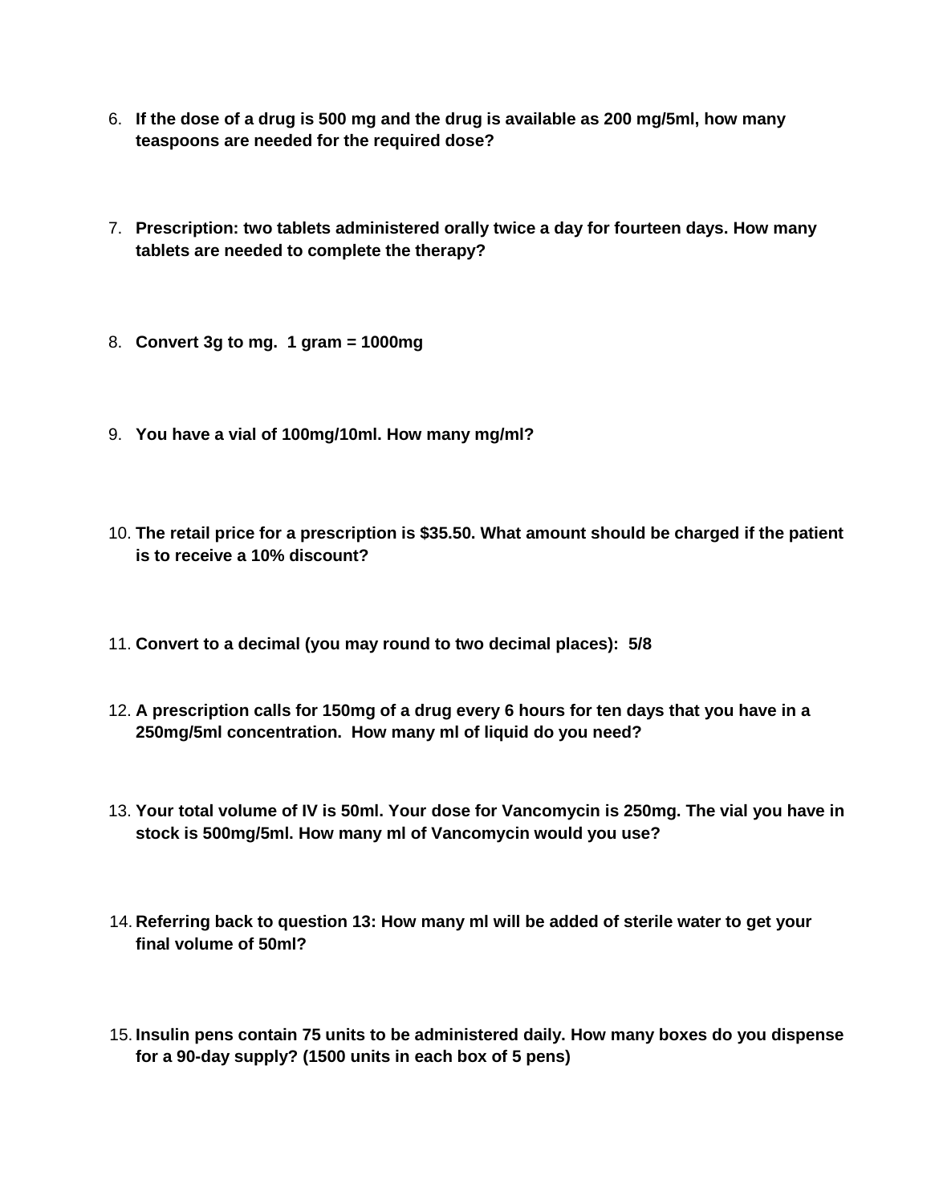6. **If the dose of a drug is 500 mg and the drug is available as 200 mg/5ml, how many teaspoons are needed for the required dose?**

7. **Prescription: two tablets administered orally twice a day for fourteen days. How many tablets are needed to complete the therapy?**

8. **Convert 3g to mg.  1 gram = 1000mg**

9. **You have a vial of 100mg/10ml. How many mg/ml?**

10. **The retail price for a prescription is $35.50. What amount should be charged if the patient is to receive a 10% discount?**

11. **Convert to a decimal (you may round to two decimal places):  5/8**

12. **A prescription calls for 150mg of a drug every 6 hours for ten days that you have in a 250mg/5ml concentration.  How many ml of liquid do you need?**

13. **Your total volume of IV is 50ml. Your dose for Vancomycin is 250mg. The vial you have in stock is 500mg/5ml. How many ml of Vancomycin would you use?**

14. **Referring back to question 13: How many ml will be added of sterile water to get your final volume of 50ml?**

15. **Insulin pens contain 75 units to be administered daily. How many boxes do you dispense for a 90-day supply? (1500 units in each box of 5 pens)**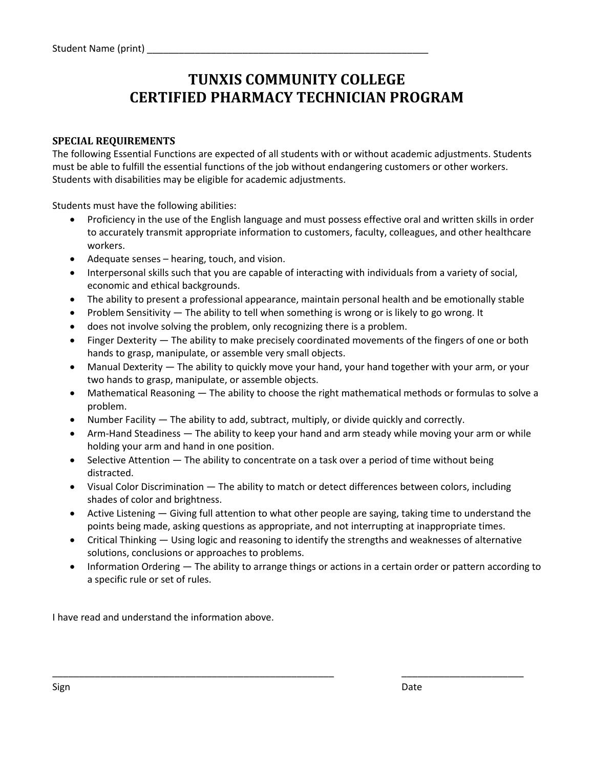Student Name (print) ________________________________________________________

# TUNXIS COMMUNITY COLLEGE
# CERTIFIED PHARMACY TECHNICIAN PROGRAM

**SPECIAL REQUIREMENTS**

The following Essential Functions are expected of all students with or without academic adjustments. Students must be able to fulfill the essential functions of the job without endangering customers or other workers. Students with disabilities may be eligible for academic adjustments.

Students must have the following abilities:

- Proficiency in the use of the English language and must possess effective oral and written skills in order to accurately transmit appropriate information to customers, faculty, colleagues, and other healthcare workers.
- Adequate senses – hearing, touch, and vision.
- Interpersonal skills such that you are capable of interacting with individuals from a variety of social, economic and ethical backgrounds.
- The ability to present a professional appearance, maintain personal health and be emotionally stable
- Problem Sensitivity — The ability to tell when something is wrong or is likely to go wrong. It
- does not involve solving the problem, only recognizing there is a problem.
- Finger Dexterity — The ability to make precisely coordinated movements of the fingers of one or both hands to grasp, manipulate, or assemble very small objects.
- Manual Dexterity — The ability to quickly move your hand, your hand together with your arm, or your two hands to grasp, manipulate, or assemble objects.
- Mathematical Reasoning — The ability to choose the right mathematical methods or formulas to solve a problem.
- Number Facility — The ability to add, subtract, multiply, or divide quickly and correctly.
- Arm-Hand Steadiness — The ability to keep your hand and arm steady while moving your arm or while holding your arm and hand in one position.
- Selective Attention — The ability to concentrate on a task over a period of time without being distracted.
- Visual Color Discrimination — The ability to match or detect differences between colors, including shades of color and brightness.
- Active Listening — Giving full attention to what other people are saying, taking time to understand the points being made, asking questions as appropriate, and not interrupting at inappropriate times.
- Critical Thinking — Using logic and reasoning to identify the strengths and weaknesses of alternative solutions, conclusions or approaches to problems.
- Information Ordering — The ability to arrange things or actions in a certain order or pattern according to a specific rule or set of rules.

I have read and understand the information above.

______________________________________________________ ________________________

Sign Date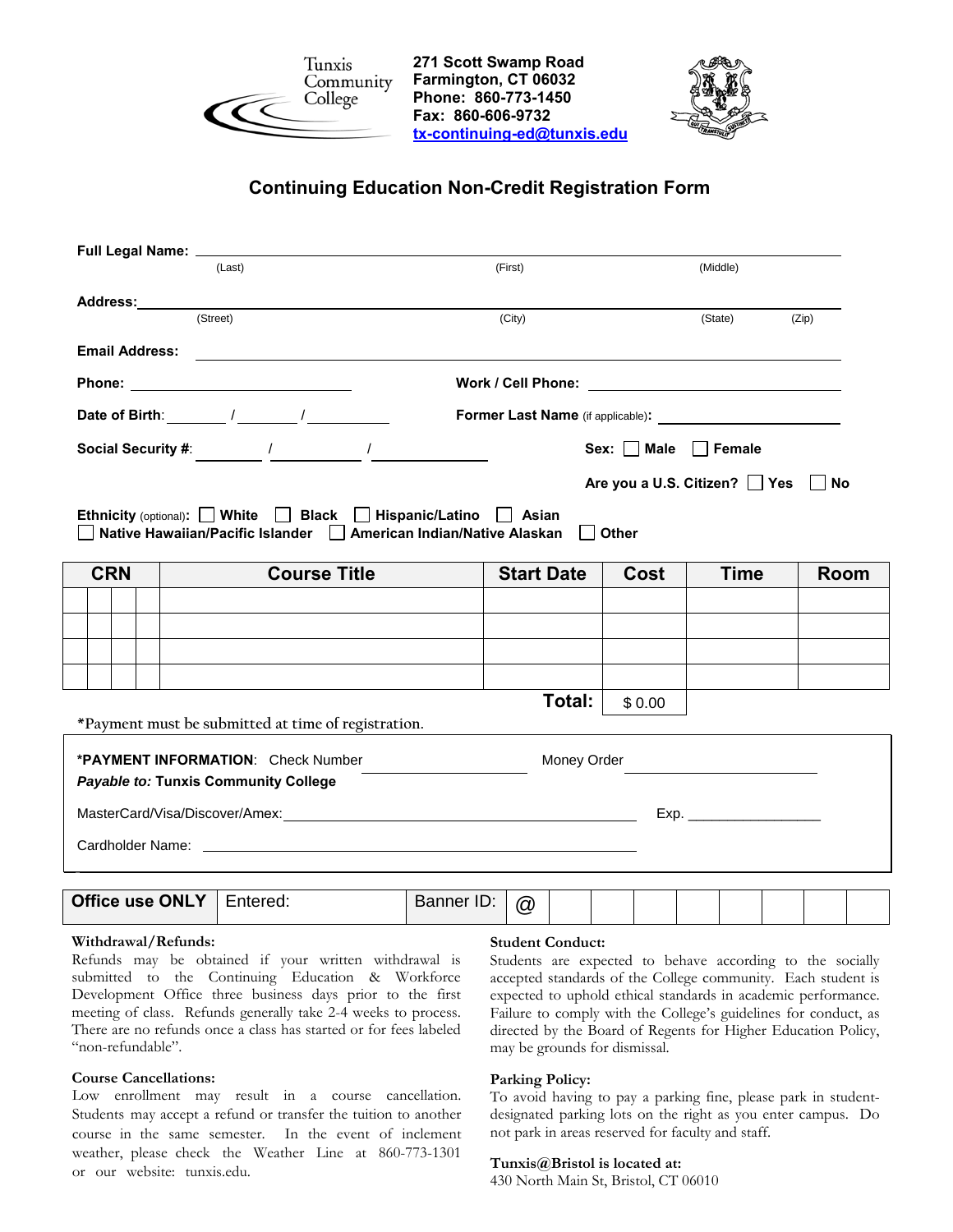Tunxis Community College

**271 Scott Swamp Road**
**Farmington, CT 06032**
**Phone: 860-773-1450**
**Fax: 860-606-9732**
**tx-continuing-ed@tunxis.edu**

## Continuing Education Non-Credit Registration Form

**Full Legal Name:** ____________________
(Last) (First) (Middle)

**Address:** ____________________
(Street) (City) (State) (Zip)

**Email Address:** ____________________

**Phone:** ____________________ **Work / Cell Phone:** ____________________

**Date of Birth:** ______ / ______ / ______ **Former Last Name** (if applicable)**:** ____________________

**Social Security #:** ______ / ______ / ______ **Sex:** ☐ **Male** ☐ **Female**

**Are you a U.S. Citizen?** ☐ **Yes** ☐ **No**

**Ethnicity** (optional)**:** ☐ **White** ☐ **Black** ☐ **Hispanic/Latino** ☐ **Asian** ☐ **Native Hawaiian/Pacific Islander** ☐ **American Indian/Native Alaskan** ☐ **Other**

| CRN | Course Title | Start Date | Cost | Time | Room |
|---|---|---|---|---|---|
| | | | | | |
| | | | | | |
| | | | | | |
| | | | | | |
| | | **Total:** | $ 0.00 | | |

*Payment must be submitted at time of registration.

**\*PAYMENT INFORMATION**: Check Number ____________________ Money Order ____________________

***Payable to:* Tunxis Community College**

MasterCard/Visa/Discover/Amex: ____________________ Exp. ____________________

Cardholder Name: ____________________

| **Office use ONLY** | Entered: | Banner ID: | @ | | | | | | | |
|---|---|---|---|---|---|---|---|---|---|---|

**Withdrawal/Refunds:**
Refunds may be obtained if your written withdrawal is submitted to the Continuing Education & Workforce Development Office three business days prior to the first meeting of class. Refunds generally take 2-4 weeks to process. There are no refunds once a class has started or for fees labeled "non-refundable".

**Course Cancellations:**
Low enrollment may result in a course cancellation. Students may accept a refund or transfer the tuition to another course in the same semester. In the event of inclement weather, please check the Weather Line at 860-773-1301 or our website: tunxis.edu.

**Student Conduct:**
Students are expected to behave according to the socially accepted standards of the College community. Each student is expected to uphold ethical standards in academic performance. Failure to comply with the College's guidelines for conduct, as directed by the Board of Regents for Higher Education Policy, may be grounds for dismissal.

**Parking Policy:**
To avoid having to pay a parking fine, please park in student-designated parking lots on the right as you enter campus. Do not park in areas reserved for faculty and staff.

**Tunxis@Bristol is located at:**
430 North Main St, Bristol, CT 06010